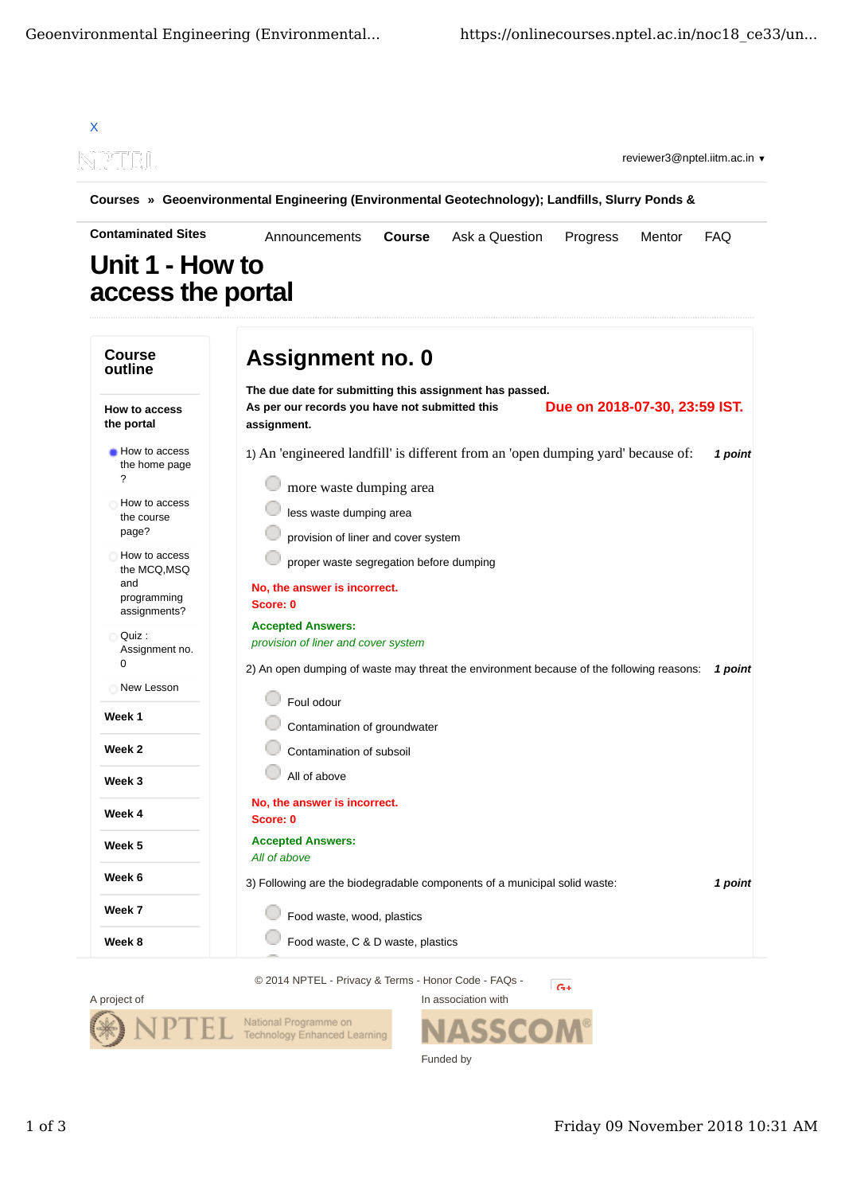X

reviewer3@nptel.iitm.ac.in ▾

**Courses** » **Geoenvironmental Engineering (Environmental Geotechnology); Landfills, Slurry Ponds & Contaminated Sites**

Announcements **Course** Ask a Question Progress Mentor FAQ

# Unit 1 - How to access the portal

## Course outline

**How to access the portal**

- How to access the home page ?
- How to access the course page?
- How to access the MCQ,MSQ and programming assignments?
- Quiz : Assignment no. 0
- New Lesson

**Week 1**

**Week 2**

**Week 3**

**Week 4**

**Week 5**

**Week 6**

**Week 7**

**Week 8**

# Assignment no. 0

**The due date for submitting this assignment has passed.**
**As per our records you have not submitted this assignment.**

**Due on 2018-07-30, 23:59 IST.**

1) An 'engineered landfill' is different from an 'open dumping yard' because of: ***1 point***

- more waste dumping area
- less waste dumping area
- provision of liner and cover system
- proper waste segregation before dumping

**No, the answer is incorrect.**
**Score: 0**

**Accepted Answers:**
*provision of liner and cover system*

2) An open dumping of waste may threat the environment because of the following reasons: ***1 point***

- Foul odour
- Contamination of groundwater
- Contamination of subsoil
- All of above

**No, the answer is incorrect.**
**Score: 0**

**Accepted Answers:**
*All of above*

3) Following are the biodegradable components of a municipal solid waste: ***1 point***

- Food waste, wood, plastics
- Food waste, C & D waste, plastics

© 2014 NPTEL - Privacy & Terms - Honor Code - FAQs -

A project of

In association with

Funded by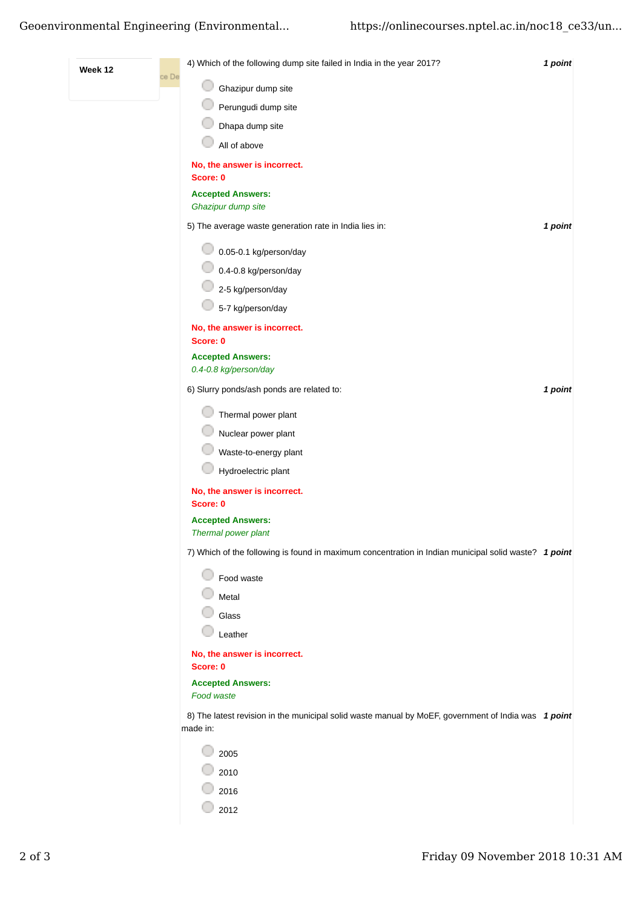**Week 12**

4) Which of the following dump site failed in India in the year 2017? *1 point*

- Ghazipur dump site
- Perungudi dump site
- Dhapa dump site
- All of above

**No, the answer is incorrect.**
**Score: 0**

**Accepted Answers:**
*Ghazipur dump site*

5) The average waste generation rate in India lies in: *1 point*

- 0.05-0.1 kg/person/day
- 0.4-0.8 kg/person/day
- 2-5 kg/person/day
- 5-7 kg/person/day

**No, the answer is incorrect.**
**Score: 0**

**Accepted Answers:**
*0.4-0.8 kg/person/day*

6) Slurry ponds/ash ponds are related to: *1 point*

- Thermal power plant
- Nuclear power plant
- Waste-to-energy plant
- Hydroelectric plant

**No, the answer is incorrect.**
**Score: 0**

**Accepted Answers:**
*Thermal power plant*

7) Which of the following is found in maximum concentration in Indian municipal solid waste? *1 point*

- Food waste
- Metal
- Glass
- Leather

**No, the answer is incorrect.**
**Score: 0**

**Accepted Answers:**
*Food waste*

8) The latest revision in the municipal solid waste manual by MoEF, government of India was made in: *1 point*

- 2005
- 2010
- 2016
- 2012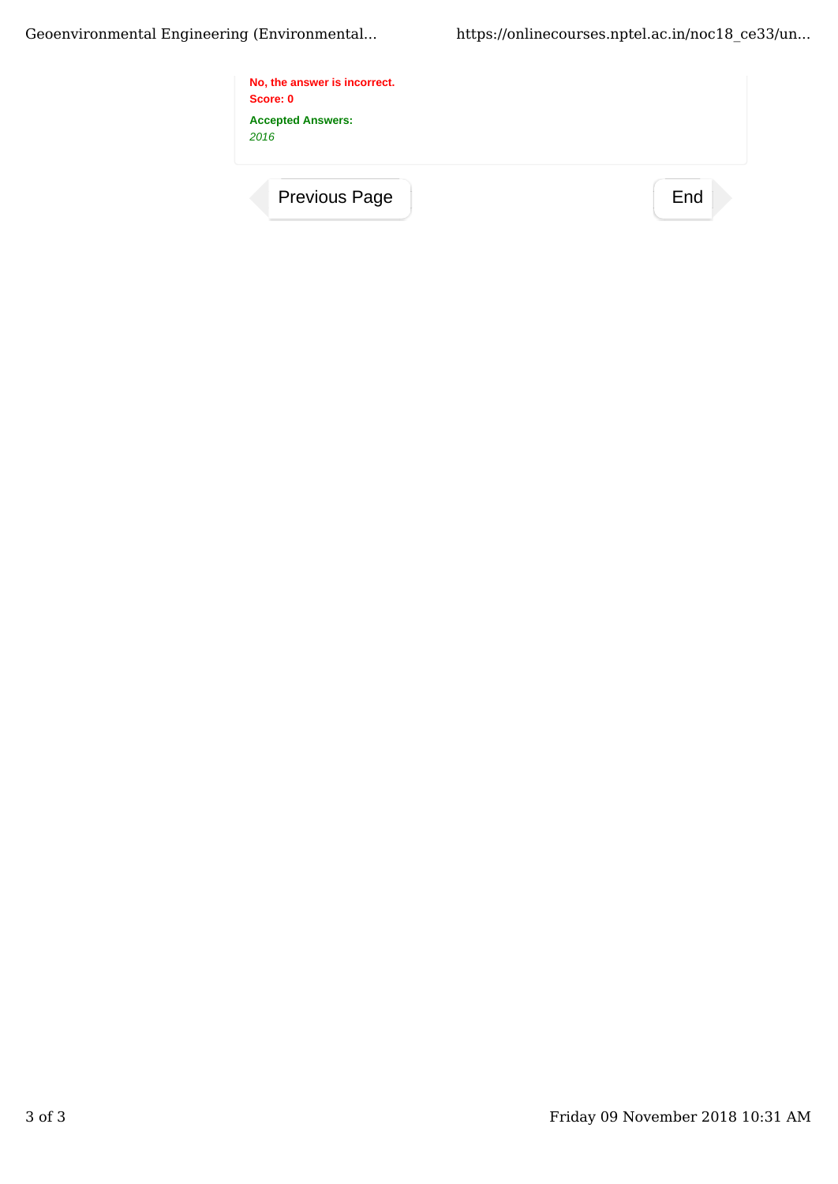**No, the answer is incorrect.**
**Score: 0**

**Accepted Answers:**
*2016*

Previous Page

End